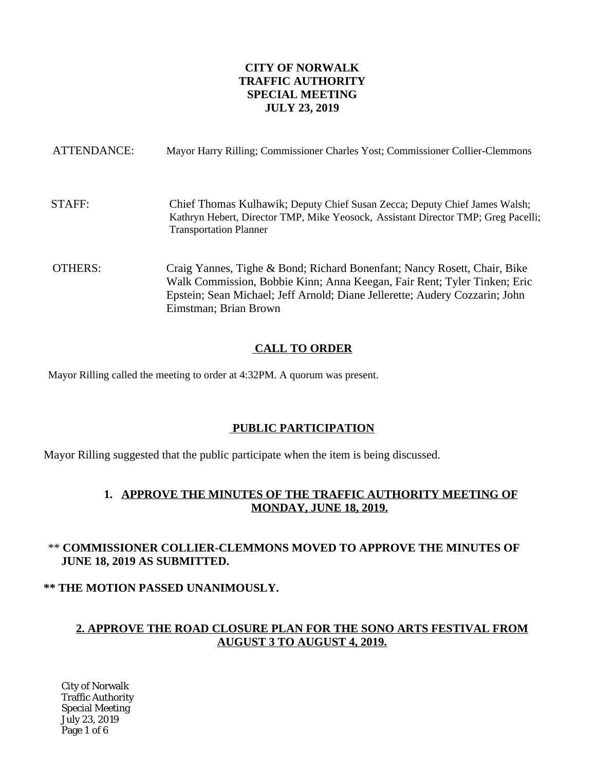**CITY OF NORWALK**
**TRAFFIC AUTHORITY**
**SPECIAL MEETING**
**JULY 23, 2019**

ATTENDANCE: Mayor Harry Rilling; Commissioner Charles Yost; Commissioner Collier-Clemmons

STAFF: Chief Thomas Kulhawik; Deputy Chief Susan Zecca; Deputy Chief James Walsh; Kathryn Hebert, Director TMP, Mike Yeosock, Assistant Director TMP; Greg Pacelli; Transportation Planner

OTHERS: Craig Yannes, Tighe & Bond; Richard Bonenfant; Nancy Rosett, Chair, Bike Walk Commission, Bobbie Kinn; Anna Keegan, Fair Rent; Tyler Tinken; Eric Epstein; Sean Michael; Jeff Arnold; Diane Jellerette; Audery Cozzarin; John Eimstman; Brian Brown

## CALL TO ORDER

Mayor Rilling called the meeting to order at 4:32PM. A quorum was present.

## PUBLIC PARTICIPATION

Mayor Rilling suggested that the public participate when the item is being discussed.

### 1. APPROVE THE MINUTES OF THE TRAFFIC AUTHORITY MEETING OF MONDAY, JUNE 18, 2019.

** **COMMISSIONER COLLIER-CLEMMONS MOVED TO APPROVE THE MINUTES OF JUNE 18, 2019 AS SUBMITTED.**

**** THE MOTION PASSED UNANIMOUSLY.**

### 2. APPROVE THE ROAD CLOSURE PLAN FOR THE SONO ARTS FESTIVAL FROM AUGUST 3 TO AUGUST 4, 2019.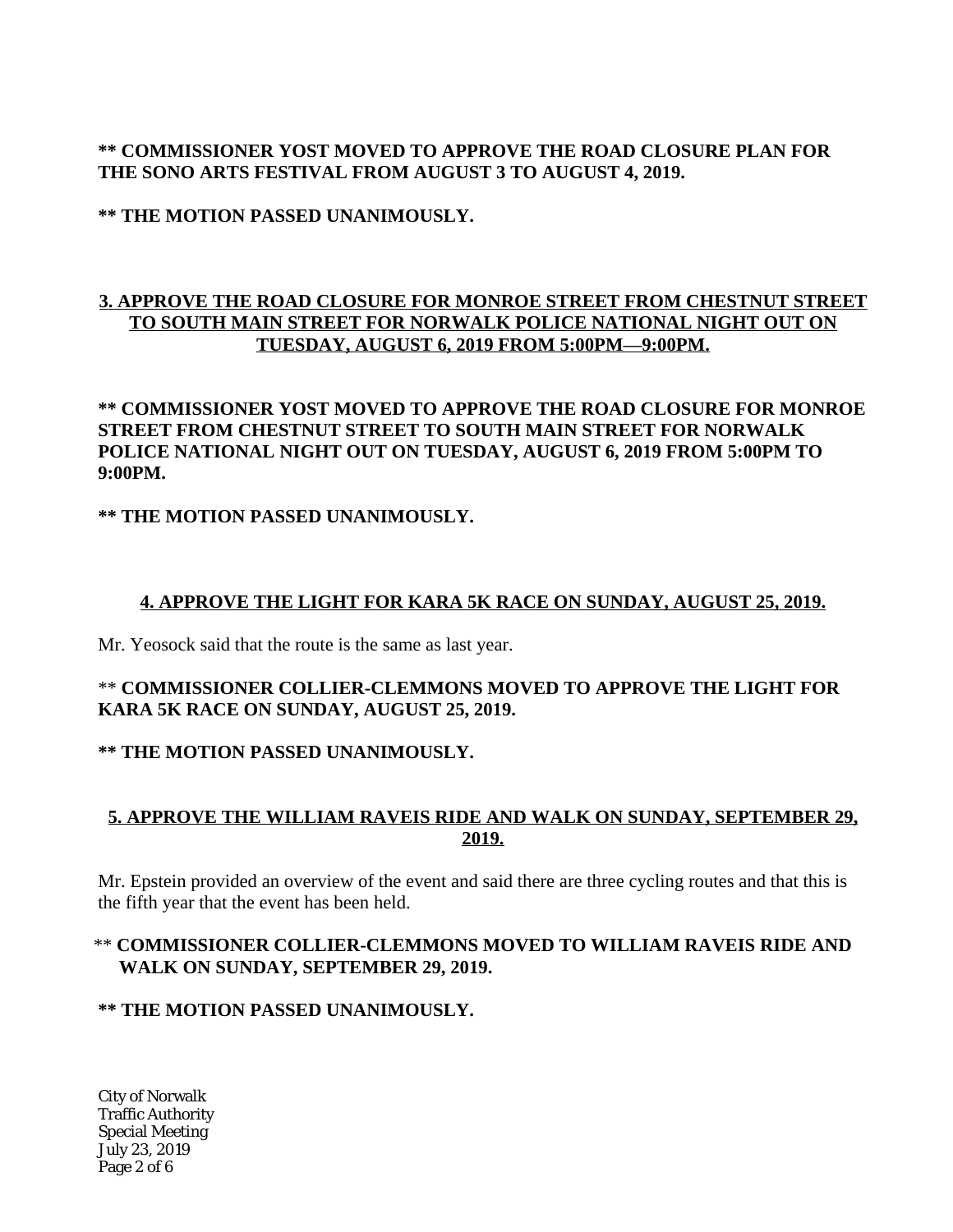**\*\* COMMISSIONER YOST MOVED TO APPROVE THE ROAD CLOSURE PLAN FOR THE SONO ARTS FESTIVAL FROM AUGUST 3 TO AUGUST 4, 2019.**

**\*\* THE MOTION PASSED UNANIMOUSLY.**

## 3. APPROVE THE ROAD CLOSURE FOR MONROE STREET FROM CHESTNUT STREET TO SOUTH MAIN STREET FOR NORWALK POLICE NATIONAL NIGHT OUT ON TUESDAY, AUGUST 6, 2019 FROM 5:00PM—9:00PM.

**\*\* COMMISSIONER YOST MOVED TO APPROVE THE ROAD CLOSURE FOR MONROE STREET FROM CHESTNUT STREET TO SOUTH MAIN STREET FOR NORWALK POLICE NATIONAL NIGHT OUT ON TUESDAY, AUGUST 6, 2019 FROM 5:00PM TO 9:00PM.**

**\*\* THE MOTION PASSED UNANIMOUSLY.**

## 4. APPROVE THE LIGHT FOR KARA 5K RACE ON SUNDAY, AUGUST 25, 2019.

Mr. Yeosock said that the route is the same as last year.

\*\* **COMMISSIONER COLLIER-CLEMMONS MOVED TO APPROVE THE LIGHT FOR KARA 5K RACE ON SUNDAY, AUGUST 25, 2019.**

**\*\* THE MOTION PASSED UNANIMOUSLY.**

## 5. APPROVE THE WILLIAM RAVEIS RIDE AND WALK ON SUNDAY, SEPTEMBER 29, 2019.

Mr. Epstein provided an overview of the event and said there are three cycling routes and that this is the fifth year that the event has been held.

\*\* **COMMISSIONER COLLIER-CLEMMONS MOVED TO WILLIAM RAVEIS RIDE AND WALK ON SUNDAY, SEPTEMBER 29, 2019.**

**\*\* THE MOTION PASSED UNANIMOUSLY.**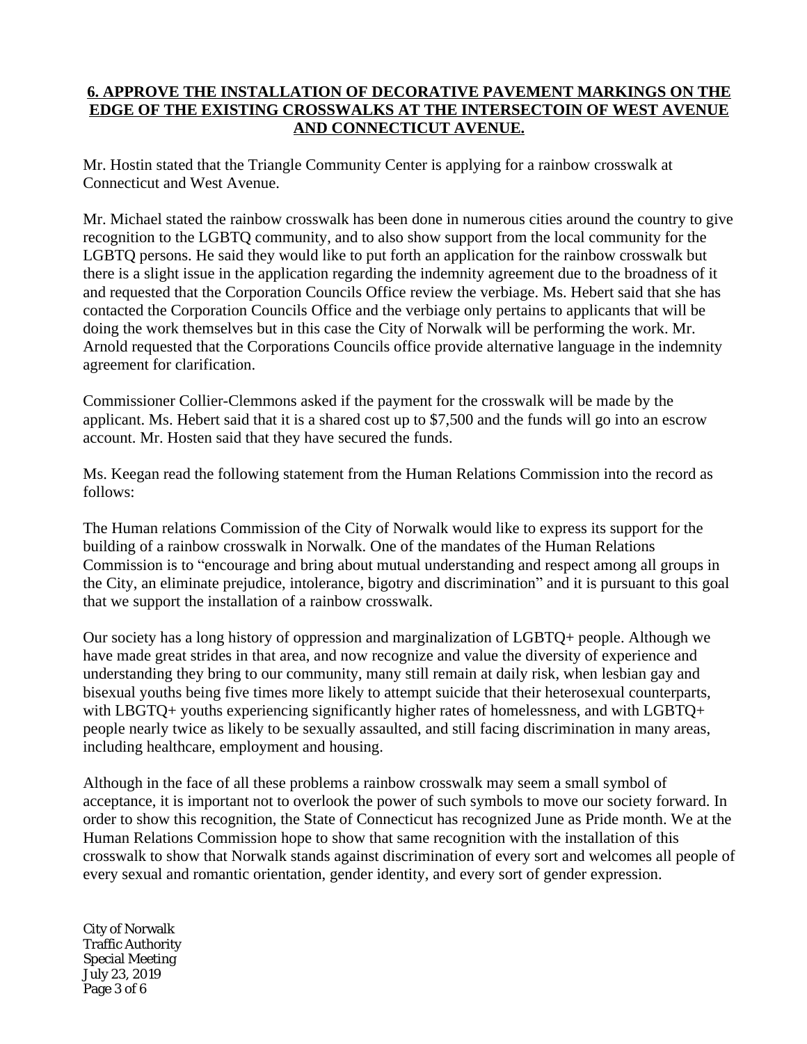**6. APPROVE THE INSTALLATION OF DECORATIVE PAVEMENT MARKINGS ON THE EDGE OF THE EXISTING CROSSWALKS AT THE INTERSECTOIN OF WEST AVENUE AND CONNECTICUT AVENUE.**

Mr. Hostin stated that the Triangle Community Center is applying for a rainbow crosswalk at Connecticut and West Avenue.

Mr. Michael stated the rainbow crosswalk has been done in numerous cities around the country to give recognition to the LGBTQ community, and to also show support from the local community for the LGBTQ persons. He said they would like to put forth an application for the rainbow crosswalk but there is a slight issue in the application regarding the indemnity agreement due to the broadness of it and requested that the Corporation Councils Office review the verbiage. Ms. Hebert said that she has contacted the Corporation Councils Office and the verbiage only pertains to applicants that will be doing the work themselves but in this case the City of Norwalk will be performing the work. Mr. Arnold requested that the Corporations Councils office provide alternative language in the indemnity agreement for clarification.

Commissioner Collier-Clemmons asked if the payment for the crosswalk will be made by the applicant. Ms. Hebert said that it is a shared cost up to $7,500 and the funds will go into an escrow account. Mr. Hosten said that they have secured the funds.

Ms. Keegan read the following statement from the Human Relations Commission into the record as follows:

The Human relations Commission of the City of Norwalk would like to express its support for the building of a rainbow crosswalk in Norwalk. One of the mandates of the Human Relations Commission is to "encourage and bring about mutual understanding and respect among all groups in the City, an eliminate prejudice, intolerance, bigotry and discrimination" and it is pursuant to this goal that we support the installation of a rainbow crosswalk.

Our society has a long history of oppression and marginalization of LGBTQ+ people. Although we have made great strides in that area, and now recognize and value the diversity of experience and understanding they bring to our community, many still remain at daily risk, when lesbian gay and bisexual youths being five times more likely to attempt suicide that their heterosexual counterparts, with LBGTQ+ youths experiencing significantly higher rates of homelessness, and with LGBTQ+ people nearly twice as likely to be sexually assaulted, and still facing discrimination in many areas, including healthcare, employment and housing.

Although in the face of all these problems a rainbow crosswalk may seem a small symbol of acceptance, it is important not to overlook the power of such symbols to move our society forward. In order to show this recognition, the State of Connecticut has recognized June as Pride month. We at the Human Relations Commission hope to show that same recognition with the installation of this crosswalk to show that Norwalk stands against discrimination of every sort and welcomes all people of every sexual and romantic orientation, gender identity, and every sort of gender expression.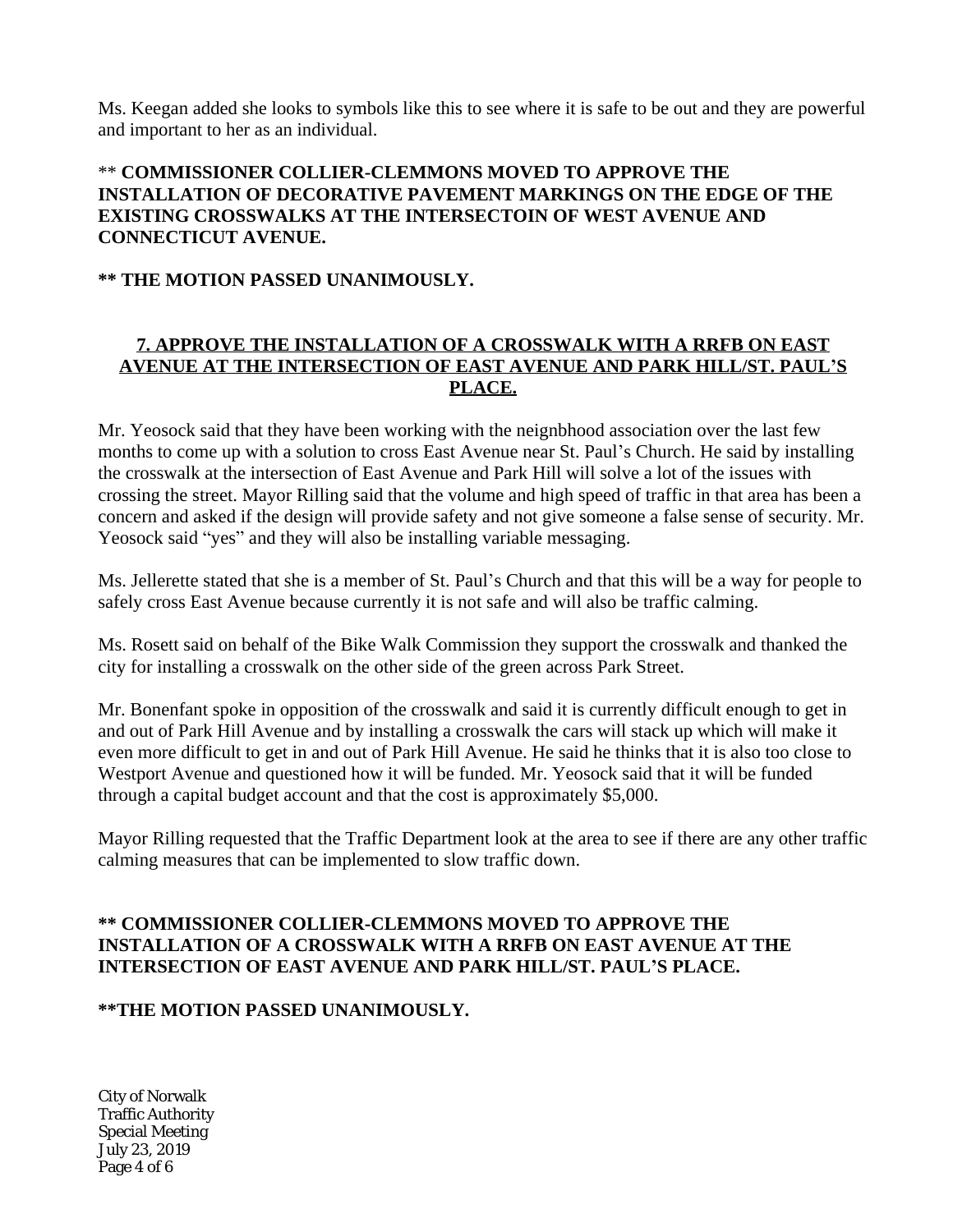Ms. Keegan added she looks to symbols like this to see where it is safe to be out and they are powerful and important to her as an individual.

** **COMMISSIONER COLLIER-CLEMMONS MOVED TO APPROVE THE INSTALLATION OF DECORATIVE PAVEMENT MARKINGS ON THE EDGE OF THE EXISTING CROSSWALKS AT THE INTERSECTOIN OF WEST AVENUE AND CONNECTICUT AVENUE.**

**** THE MOTION PASSED UNANIMOUSLY.**

## 7. APPROVE THE INSTALLATION OF A CROSSWALK WITH A RRFB ON EAST AVENUE AT THE INTERSECTION OF EAST AVENUE AND PARK HILL/ST. PAUL'S PLACE.

Mr. Yeosock said that they have been working with the neignbhood association over the last few months to come up with a solution to cross East Avenue near St. Paul's Church. He said by installing the crosswalk at the intersection of East Avenue and Park Hill will solve a lot of the issues with crossing the street. Mayor Rilling said that the volume and high speed of traffic in that area has been a concern and asked if the design will provide safety and not give someone a false sense of security. Mr. Yeosock said "yes" and they will also be installing variable messaging.

Ms. Jellerette stated that she is a member of St. Paul's Church and that this will be a way for people to safely cross East Avenue because currently it is not safe and will also be traffic calming.

Ms. Rosett said on behalf of the Bike Walk Commission they support the crosswalk and thanked the city for installing a crosswalk on the other side of the green across Park Street.

Mr. Bonenfant spoke in opposition of the crosswalk and said it is currently difficult enough to get in and out of Park Hill Avenue and by installing a crosswalk the cars will stack up which will make it even more difficult to get in and out of Park Hill Avenue. He said he thinks that it is also too close to Westport Avenue and questioned how it will be funded. Mr. Yeosock said that it will be funded through a capital budget account and that the cost is approximately $5,000.

Mayor Rilling requested that the Traffic Department look at the area to see if there are any other traffic calming measures that can be implemented to slow traffic down.

**** COMMISSIONER COLLIER-CLEMMONS MOVED TO APPROVE THE INSTALLATION OF A CROSSWALK WITH A RRFB ON EAST AVENUE AT THE INTERSECTION OF EAST AVENUE AND PARK HILL/ST. PAUL'S PLACE.**

****THE MOTION PASSED UNANIMOUSLY.**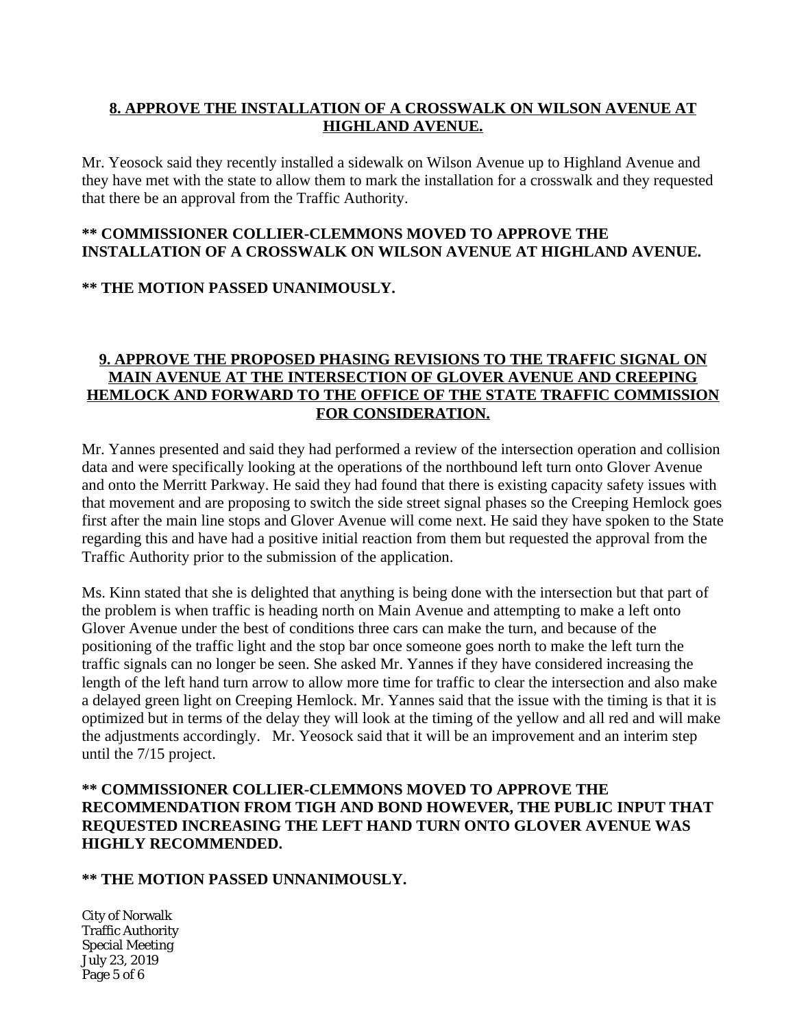**8. APPROVE THE INSTALLATION OF A CROSSWALK ON WILSON AVENUE AT HIGHLAND AVENUE.**

Mr. Yeosock said they recently installed a sidewalk on Wilson Avenue up to Highland Avenue and they have met with the state to allow them to mark the installation for a crosswalk and they requested that there be an approval from the Traffic Authority.

**** COMMISSIONER COLLIER-CLEMMONS MOVED TO APPROVE THE INSTALLATION OF A CROSSWALK ON WILSON AVENUE AT HIGHLAND AVENUE.**

**** THE MOTION PASSED UNANIMOUSLY.**

**9. APPROVE THE PROPOSED PHASING REVISIONS TO THE TRAFFIC SIGNAL ON MAIN AVENUE AT THE INTERSECTION OF GLOVER AVENUE AND CREEPING HEMLOCK AND FORWARD TO THE OFFICE OF THE STATE TRAFFIC COMMISSION FOR CONSIDERATION.**

Mr. Yannes presented and said they had performed a review of the intersection operation and collision data and were specifically looking at the operations of the northbound left turn onto Glover Avenue and onto the Merritt Parkway. He said they had found that there is existing capacity safety issues with that movement and are proposing to switch the side street signal phases so the Creeping Hemlock goes first after the main line stops and Glover Avenue will come next. He said they have spoken to the State regarding this and have had a positive initial reaction from them but requested the approval from the Traffic Authority prior to the submission of the application.

Ms. Kinn stated that she is delighted that anything is being done with the intersection but that part of the problem is when traffic is heading north on Main Avenue and attempting to make a left onto Glover Avenue under the best of conditions three cars can make the turn, and because of the positioning of the traffic light and the stop bar once someone goes north to make the left turn the traffic signals can no longer be seen. She asked Mr. Yannes if they have considered increasing the length of the left hand turn arrow to allow more time for traffic to clear the intersection and also make a delayed green light on Creeping Hemlock. Mr. Yannes said that the issue with the timing is that it is optimized but in terms of the delay they will look at the timing of the yellow and all red and will make the adjustments accordingly. Mr. Yeosock said that it will be an improvement and an interim step until the 7/15 project.

**** COMMISSIONER COLLIER-CLEMMONS MOVED TO APPROVE THE RECOMMENDATION FROM TIGH AND BOND HOWEVER, THE PUBLIC INPUT THAT REQUESTED INCREASING THE LEFT HAND TURN ONTO GLOVER AVENUE WAS HIGHLY RECOMMENDED.**

**** THE MOTION PASSED UNNANIMOUSLY.**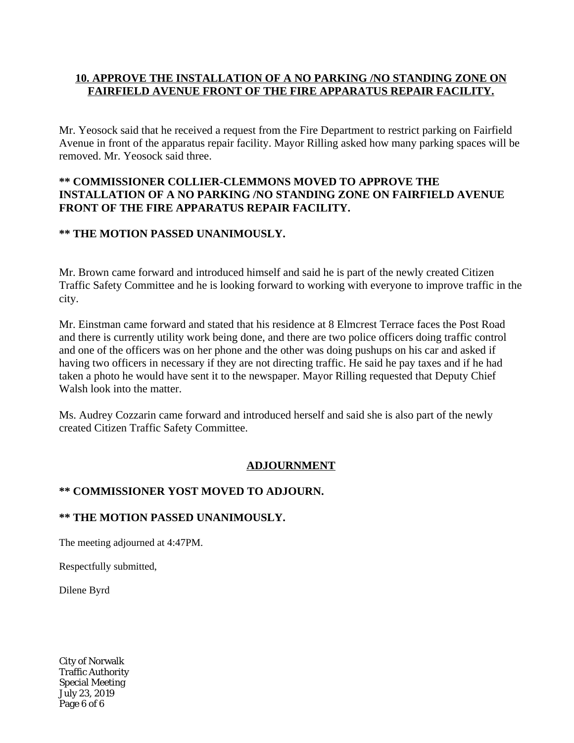**10. APPROVE THE INSTALLATION OF A NO PARKING /NO STANDING ZONE ON FAIRFIELD AVENUE FRONT OF THE FIRE APPARATUS REPAIR FACILITY.**

Mr. Yeosock said that he received a request from the Fire Department to restrict parking on Fairfield Avenue in front of the apparatus repair facility. Mayor Rilling asked how many parking spaces will be removed. Mr. Yeosock said three.

**** COMMISSIONER COLLIER-CLEMMONS MOVED TO APPROVE THE INSTALLATION OF A NO PARKING /NO STANDING ZONE ON FAIRFIELD AVENUE FRONT OF THE FIRE APPARATUS REPAIR FACILITY.**

**** THE MOTION PASSED UNANIMOUSLY.**

Mr. Brown came forward and introduced himself and said he is part of the newly created Citizen Traffic Safety Committee and he is looking forward to working with everyone to improve traffic in the city.

Mr. Einstman came forward and stated that his residence at 8 Elmcrest Terrace faces the Post Road and there is currently utility work being done, and there are two police officers doing traffic control and one of the officers was on her phone and the other was doing pushups on his car and asked if having two officers in necessary if they are not directing traffic. He said he pay taxes and if he had taken a photo he would have sent it to the newspaper. Mayor Rilling requested that Deputy Chief Walsh look into the matter.

Ms. Audrey Cozzarin came forward and introduced herself and said she is also part of the newly created Citizen Traffic Safety Committee.

## ADJOURNMENT

**** COMMISSIONER YOST MOVED TO ADJOURN.**

**** THE MOTION PASSED UNANIMOUSLY.**

The meeting adjourned at 4:47PM.

Respectfully submitted,

Dilene Byrd